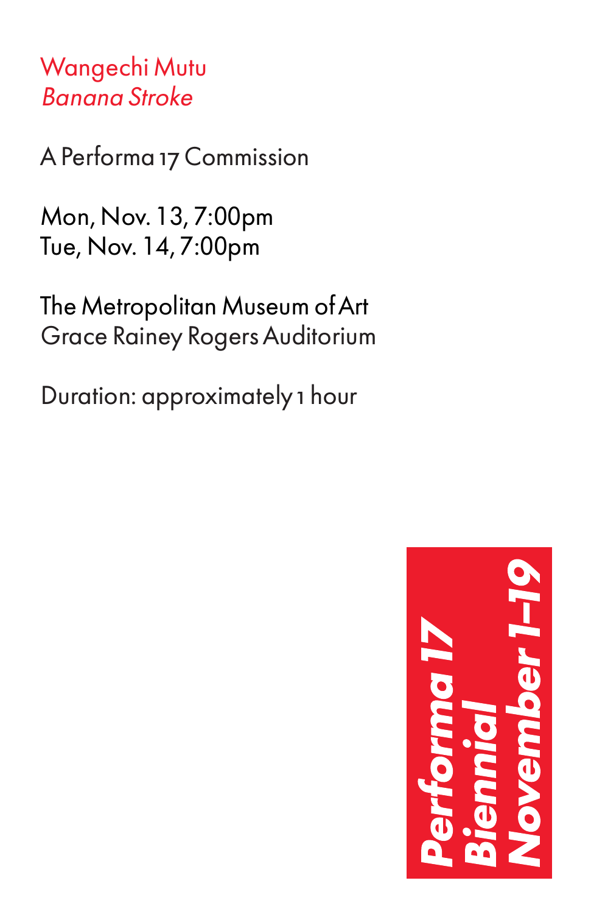# Wangechi Mutu

## *Banana Stroke*

A Performa 17 Commission

Mon, Nov. 13, 7:00pm
Tue, Nov. 14, 7:00pm

The Metropolitan Museum of Art
Grace Rainey Rogers Auditorium

Duration: approximately 1 hour

***Performa 17 Biennial November 1–19***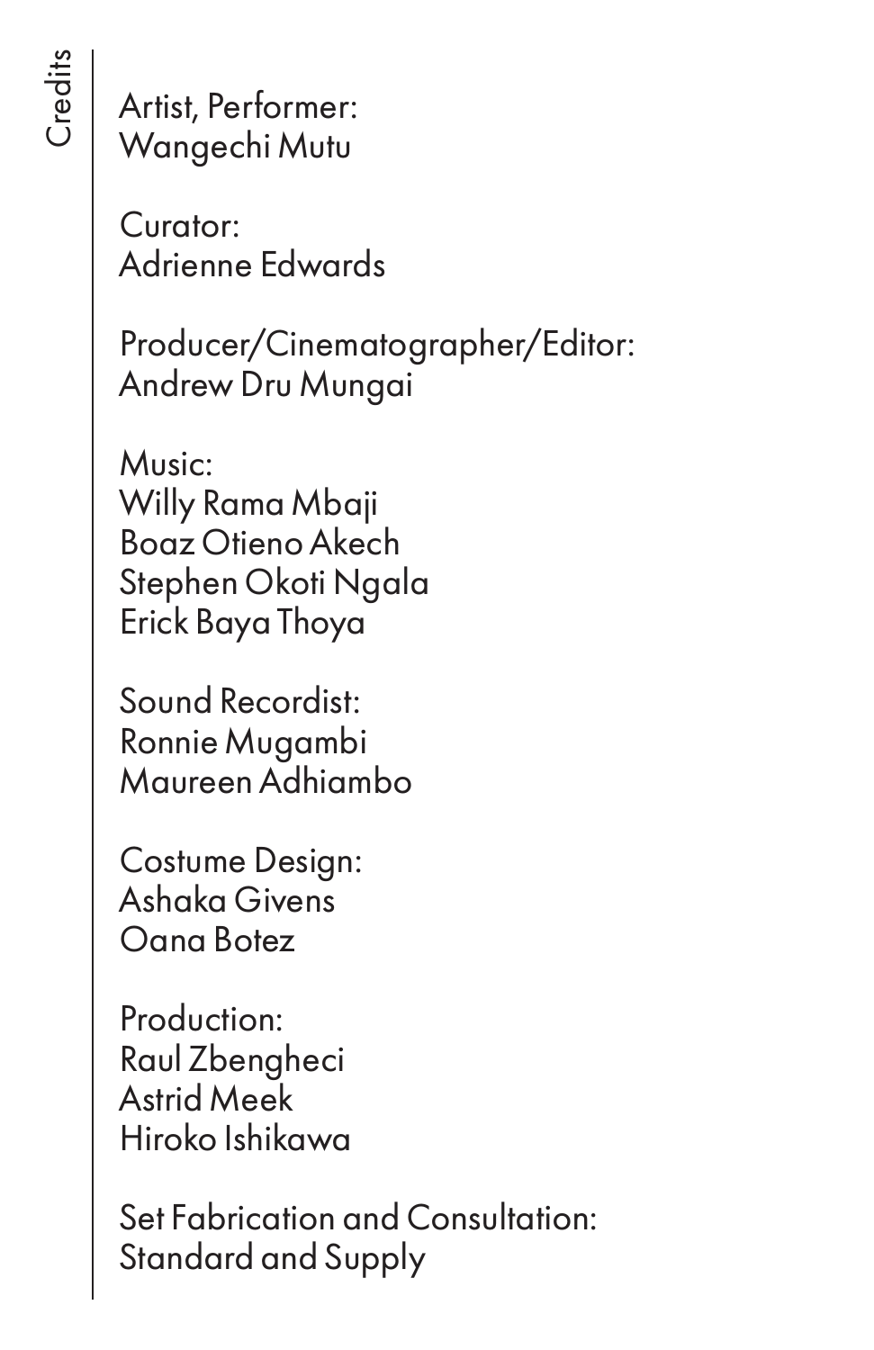## Credits

Artist, Performer:
Wangechi Mutu

Curator:
Adrienne Edwards

Producer/Cinematographer/Editor:
Andrew Dru Mungai

Music:
Willy Rama Mbaji
Boaz Otieno Akech
Stephen Okoti Ngala
Erick Baya Thoya

Sound Recordist:
Ronnie Mugambi
Maureen Adhiambo

Costume Design:
Ashaka Givens
Oana Botez

Production:
Raul Zbengheci
Astrid Meek
Hiroko Ishikawa

Set Fabrication and Consultation:
Standard and Supply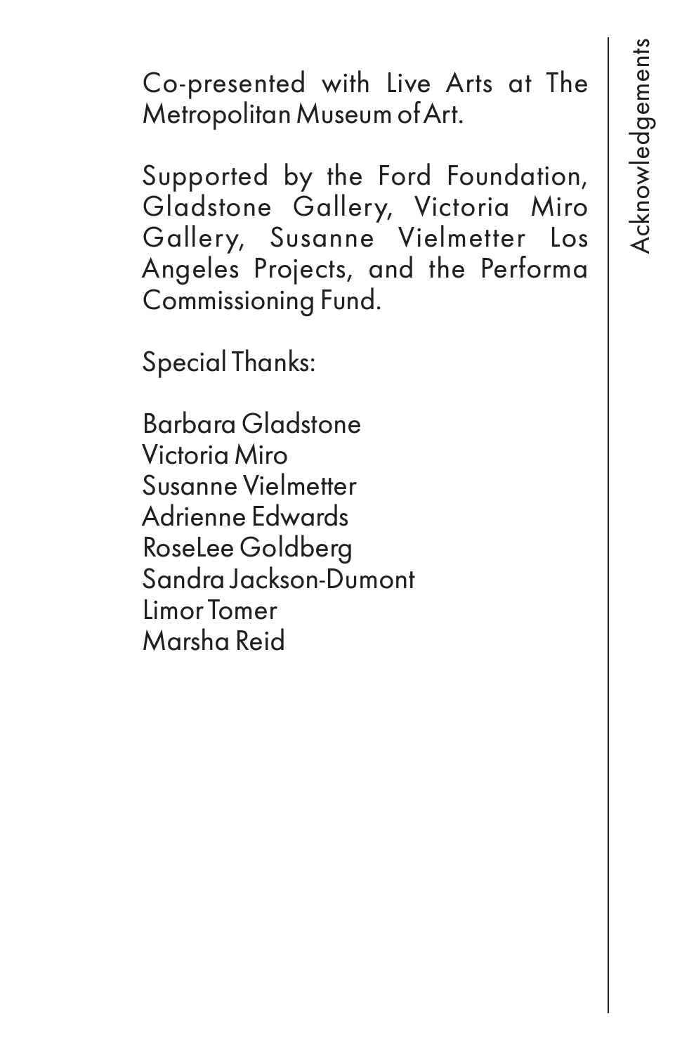# Acknowledgements

Co-presented with Live Arts at The Metropolitan Museum of Art.

Supported by the Ford Foundation, Gladstone Gallery, Victoria Miro Gallery, Susanne Vielmetter Los Angeles Projects, and the Performa Commissioning Fund.

Special Thanks:

Barbara Gladstone
Victoria Miro
Susanne Vielmetter
Adrienne Edwards
RoseLee Goldberg
Sandra Jackson-Dumont
Limor Tomer
Marsha Reid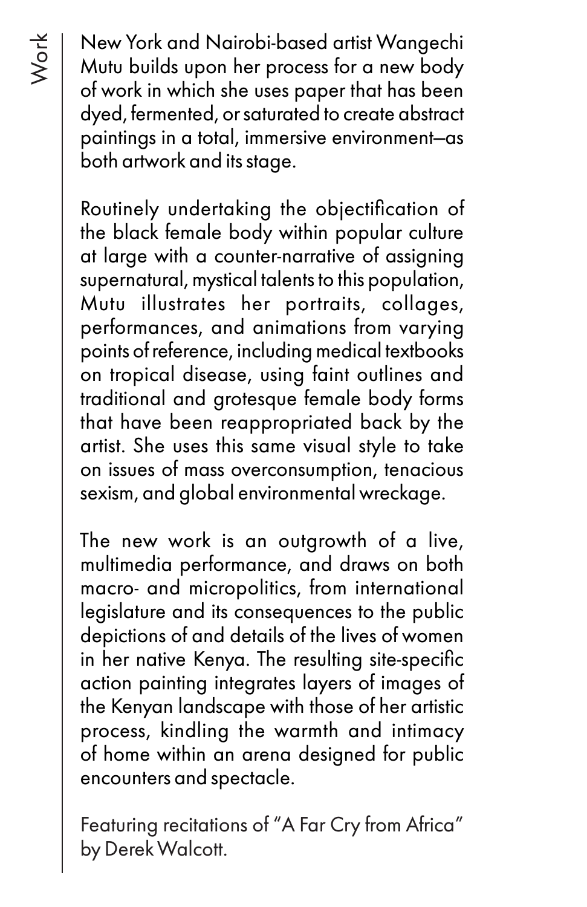## Work

New York and Nairobi-based artist Wangechi Mutu builds upon her process for a new body of work in which she uses paper that has been dyed, fermented, or saturated to create abstract paintings in a total, immersive environment—as both artwork and its stage.

Routinely undertaking the objectification of the black female body within popular culture at large with a counter-narrative of assigning supernatural, mystical talents to this population, Mutu illustrates her portraits, collages, performances, and animations from varying points of reference, including medical textbooks on tropical disease, using faint outlines and traditional and grotesque female body forms that have been reappropriated back by the artist. She uses this same visual style to take on issues of mass overconsumption, tenacious sexism, and global environmental wreckage.

The new work is an outgrowth of a live, multimedia performance, and draws on both macro- and micropolitics, from international legislature and its consequences to the public depictions of and details of the lives of women in her native Kenya. The resulting site-specific action painting integrates layers of images of the Kenyan landscape with those of her artistic process, kindling the warmth and intimacy of home within an arena designed for public encounters and spectacle.

Featuring recitations of "A Far Cry from Africa" by Derek Walcott.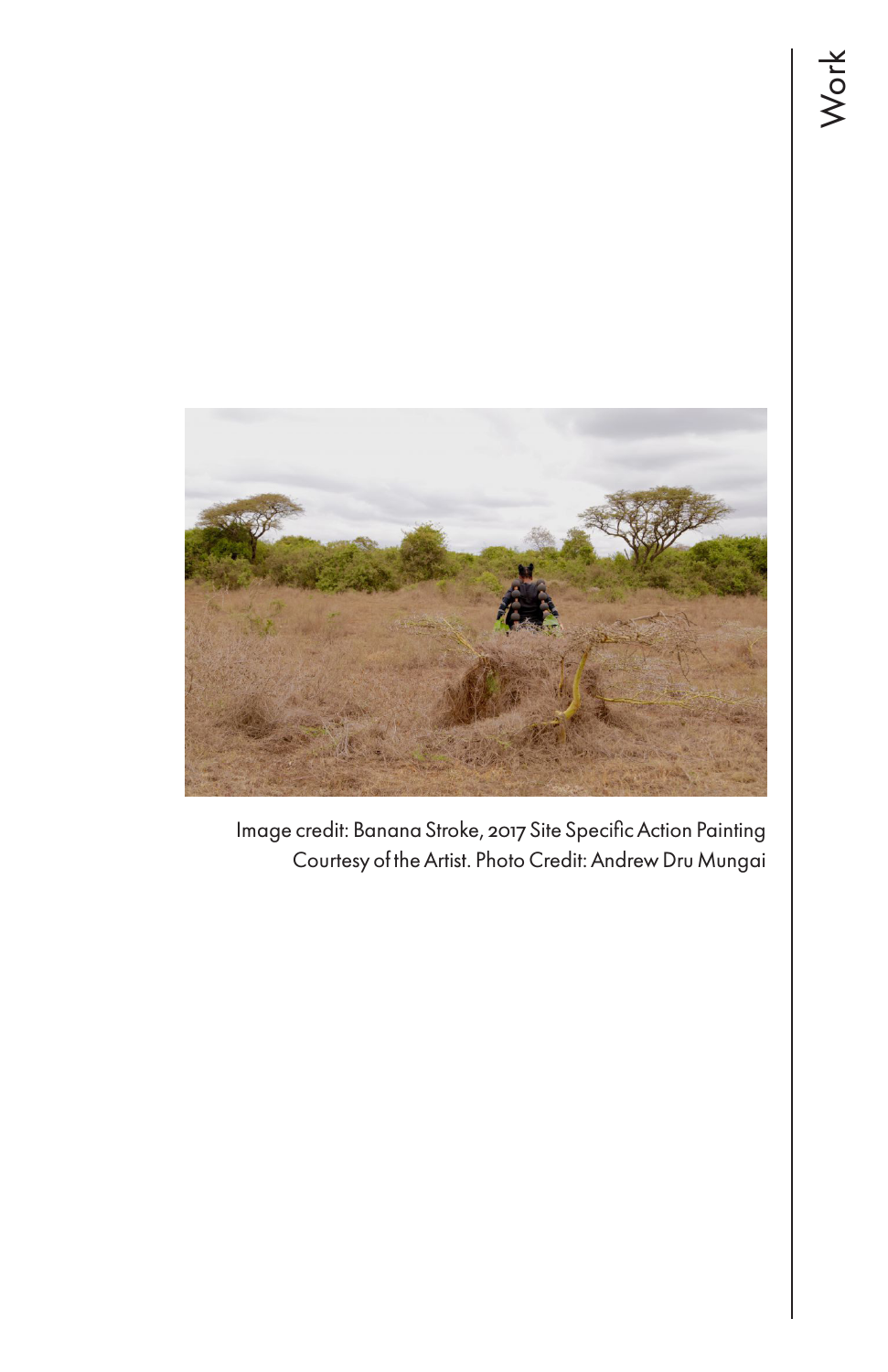Image credit: Banana Stroke, 2017 Site Specific Action Painting
Courtesy of the Artist. Photo Credit: Andrew Dru Mungai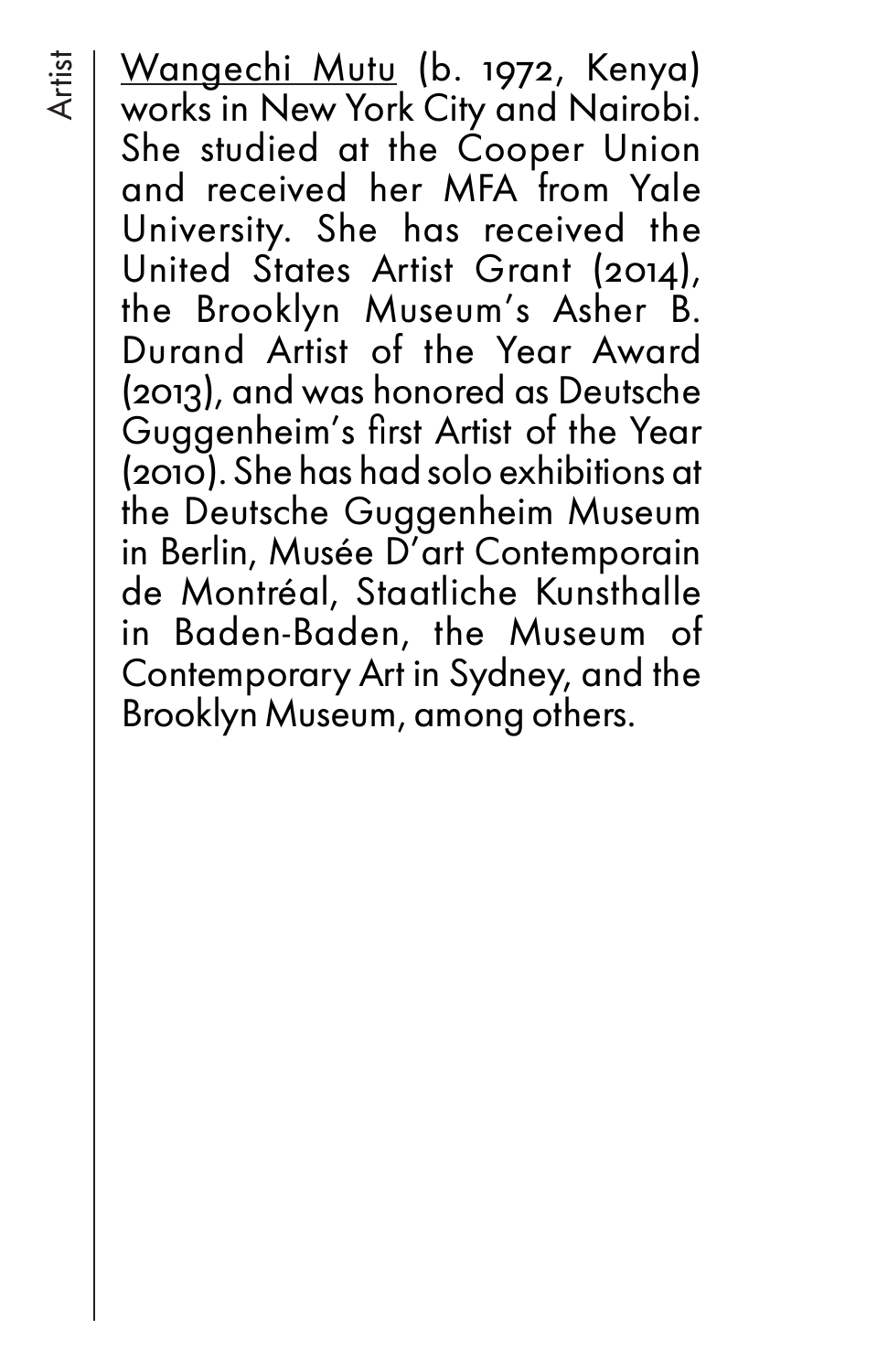Artist

Wangechi Mutu (b. 1972, Kenya) works in New York City and Nairobi. She studied at the Cooper Union and received her MFA from Yale University. She has received the United States Artist Grant (2014), the Brooklyn Museum's Asher B. Durand Artist of the Year Award (2013), and was honored as Deutsche Guggenheim's first Artist of the Year (2010). She has had solo exhibitions at the Deutsche Guggenheim Museum in Berlin, Musée D'art Contemporain de Montréal, Staatliche Kunsthalle in Baden-Baden, the Museum of Contemporary Art in Sydney, and the Brooklyn Museum, among others.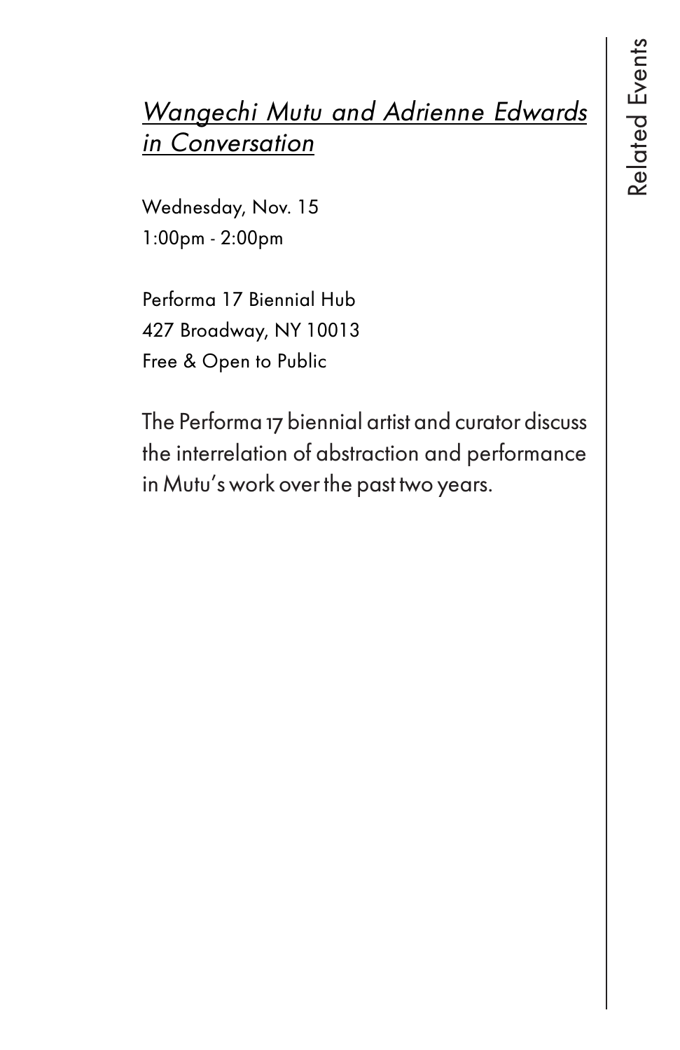## Related Events

*Wangechi Mutu and Adrienne Edwards in Conversation*

Wednesday, Nov. 15
1:00pm - 2:00pm

Performa 17 Biennial Hub
427 Broadway, NY 10013
Free & Open to Public

The Performa 17 biennial artist and curator discuss the interrelation of abstraction and performance in Mutu's work over the past two years.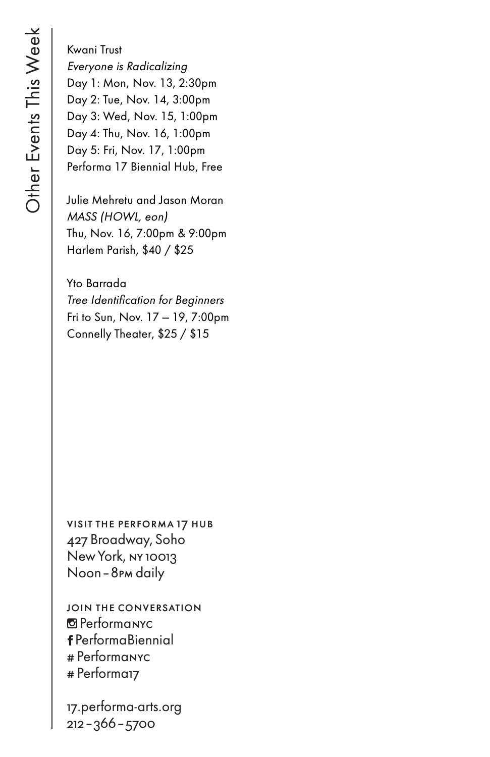# Other Events This Week

Kwani Trust
*Everyone is Radicalizing*
Day 1: Mon, Nov. 13, 2:30pm
Day 2: Tue, Nov. 14, 3:00pm
Day 3: Wed, Nov. 15, 1:00pm
Day 4: Thu, Nov. 16, 1:00pm
Day 5: Fri, Nov. 17, 1:00pm
Performa 17 Biennial Hub, Free

Julie Mehretu and Jason Moran
*MASS (HOWL, eon)*
Thu, Nov. 16, 7:00pm & 9:00pm
Harlem Parish, $40 / $25

Yto Barrada
*Tree Identification for Beginners*
Fri to Sun, Nov. 17 – 19, 7:00pm
Connelly Theater, $25 / $15

VISIT THE PERFORMA 17 HUB
427 Broadway, Soho
New York, NY 10013
Noon – 8PM daily

JOIN THE CONVERSATION
PerformaNYC
PerformaBiennial
# PerformaNYC
# Performa17

17.performa-arts.org
212 – 366 – 5700